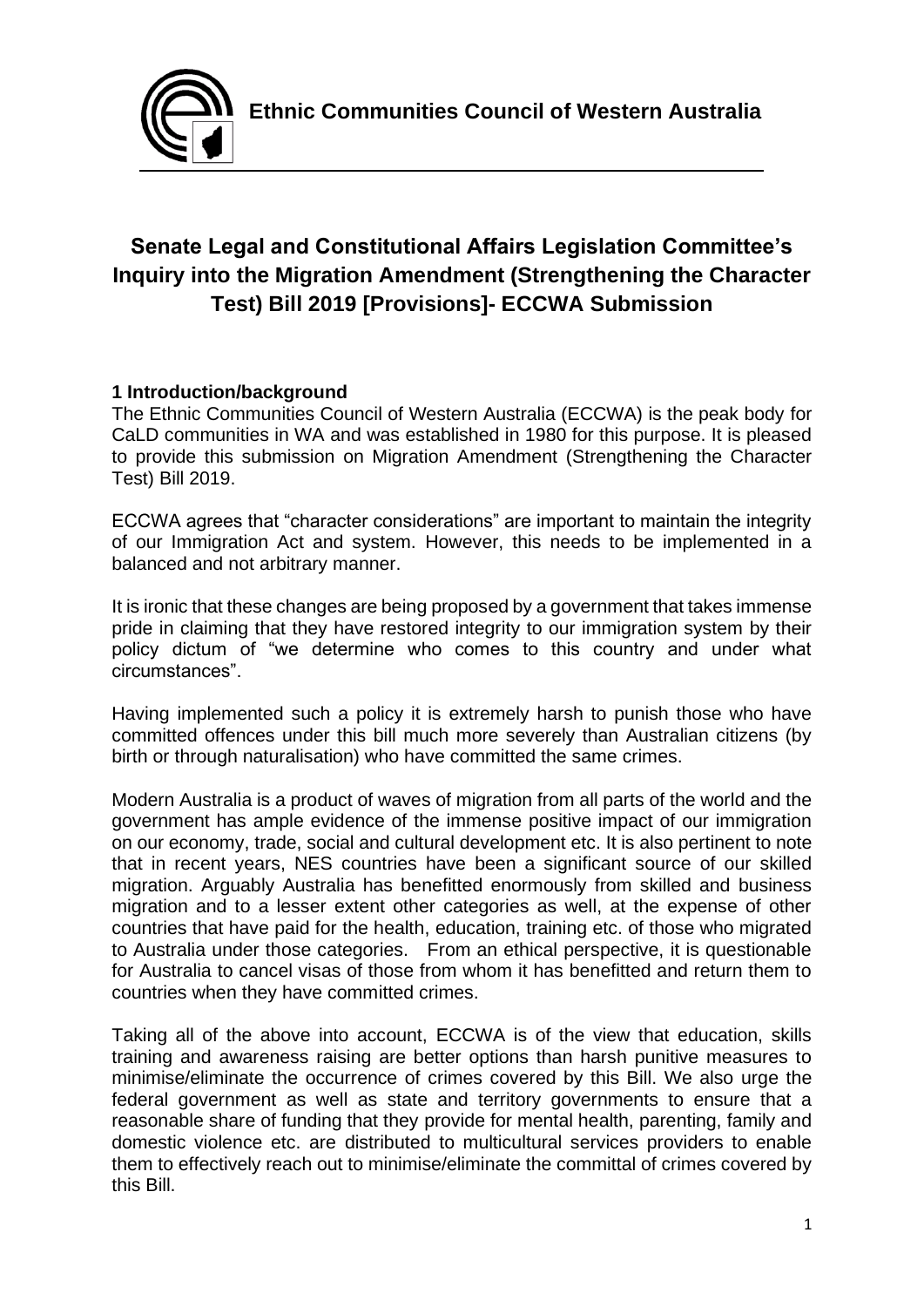**Ethnic Communities Council of Western Australia**

# Senate Legal and Constitutional Affairs Legislation Committee's Inquiry into the Migration Amendment (Strengthening the Character Test) Bill 2019 [Provisions]- ECCWA Submission

## 1 Introduction/background

The Ethnic Communities Council of Western Australia (ECCWA) is the peak body for CaLD communities in WA and was established in 1980 for this purpose. It is pleased to provide this submission on Migration Amendment (Strengthening the Character Test) Bill 2019.

ECCWA agrees that "character considerations" are important to maintain the integrity of our Immigration Act and system. However, this needs to be implemented in a balanced and not arbitrary manner.

It is ironic that these changes are being proposed by a government that takes immense pride in claiming that they have restored integrity to our immigration system by their policy dictum of "we determine who comes to this country and under what circumstances".

Having implemented such a policy it is extremely harsh to punish those who have committed offences under this bill much more severely than Australian citizens (by birth or through naturalisation) who have committed the same crimes.

Modern Australia is a product of waves of migration from all parts of the world and the government has ample evidence of the immense positive impact of our immigration on our economy, trade, social and cultural development etc. It is also pertinent to note that in recent years, NES countries have been a significant source of our skilled migration. Arguably Australia has benefitted enormously from skilled and business migration and to a lesser extent other categories as well, at the expense of other countries that have paid for the health, education, training etc. of those who migrated to Australia under those categories. From an ethical perspective, it is questionable for Australia to cancel visas of those from whom it has benefitted and return them to countries when they have committed crimes.

Taking all of the above into account, ECCWA is of the view that education, skills training and awareness raising are better options than harsh punitive measures to minimise/eliminate the occurrence of crimes covered by this Bill. We also urge the federal government as well as state and territory governments to ensure that a reasonable share of funding that they provide for mental health, parenting, family and domestic violence etc. are distributed to multicultural services providers to enable them to effectively reach out to minimise/eliminate the committal of crimes covered by this Bill.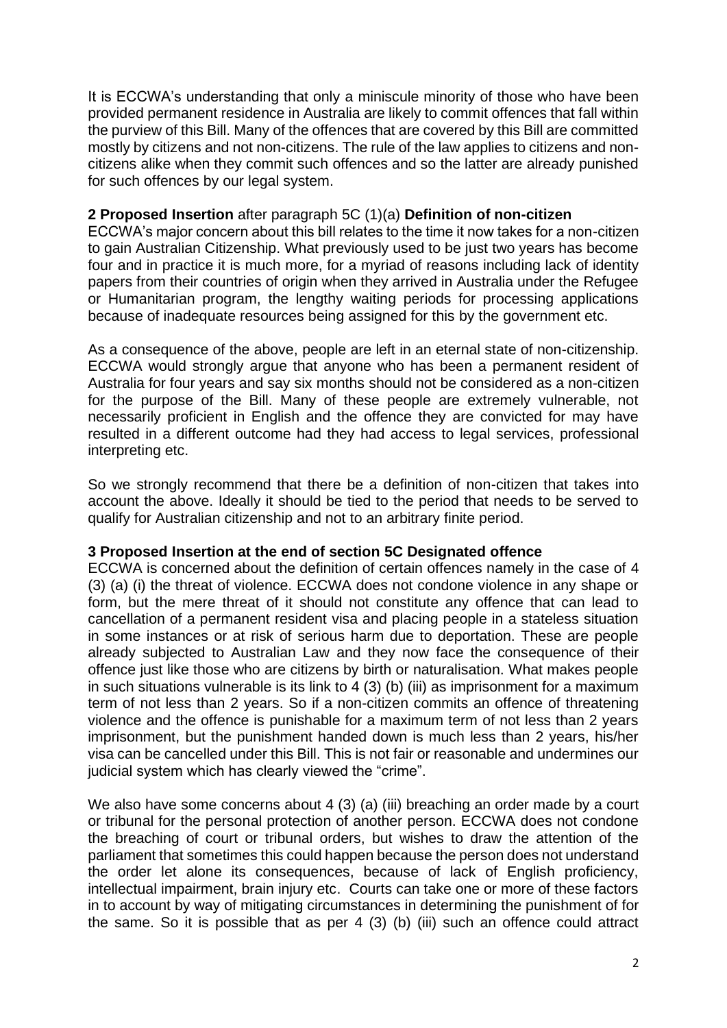It is ECCWA's understanding that only a miniscule minority of those who have been provided permanent residence in Australia are likely to commit offences that fall within the purview of this Bill. Many of the offences that are covered by this Bill are committed mostly by citizens and not non-citizens. The rule of the law applies to citizens and non-citizens alike when they commit such offences and so the latter are already punished for such offences by our legal system.

**2 Proposed Insertion** after paragraph 5C (1)(a) **Definition of non-citizen**

ECCWA's major concern about this bill relates to the time it now takes for a non-citizen to gain Australian Citizenship. What previously used to be just two years has become four and in practice it is much more, for a myriad of reasons including lack of identity papers from their countries of origin when they arrived in Australia under the Refugee or Humanitarian program, the lengthy waiting periods for processing applications because of inadequate resources being assigned for this by the government etc.

As a consequence of the above, people are left in an eternal state of non-citizenship. ECCWA would strongly argue that anyone who has been a permanent resident of Australia for four years and say six months should not be considered as a non-citizen for the purpose of the Bill. Many of these people are extremely vulnerable, not necessarily proficient in English and the offence they are convicted for may have resulted in a different outcome had they had access to legal services, professional interpreting etc.

So we strongly recommend that there be a definition of non-citizen that takes into account the above. Ideally it should be tied to the period that needs to be served to qualify for Australian citizenship and not to an arbitrary finite period.

**3 Proposed Insertion at the end of section 5C Designated offence**

ECCWA is concerned about the definition of certain offences namely in the case of 4 (3) (a) (i) the threat of violence. ECCWA does not condone violence in any shape or form, but the mere threat of it should not constitute any offence that can lead to cancellation of a permanent resident visa and placing people in a stateless situation in some instances or at risk of serious harm due to deportation. These are people already subjected to Australian Law and they now face the consequence of their offence just like those who are citizens by birth or naturalisation. What makes people in such situations vulnerable is its link to 4 (3) (b) (iii) as imprisonment for a maximum term of not less than 2 years. So if a non-citizen commits an offence of threatening violence and the offence is punishable for a maximum term of not less than 2 years imprisonment, but the punishment handed down is much less than 2 years, his/her visa can be cancelled under this Bill. This is not fair or reasonable and undermines our judicial system which has clearly viewed the "crime".

We also have some concerns about 4 (3) (a) (iii) breaching an order made by a court or tribunal for the personal protection of another person. ECCWA does not condone the breaching of court or tribunal orders, but wishes to draw the attention of the parliament that sometimes this could happen because the person does not understand the order let alone its consequences, because of lack of English proficiency, intellectual impairment, brain injury etc. Courts can take one or more of these factors in to account by way of mitigating circumstances in determining the punishment of for the same. So it is possible that as per 4 (3) (b) (iii) such an offence could attract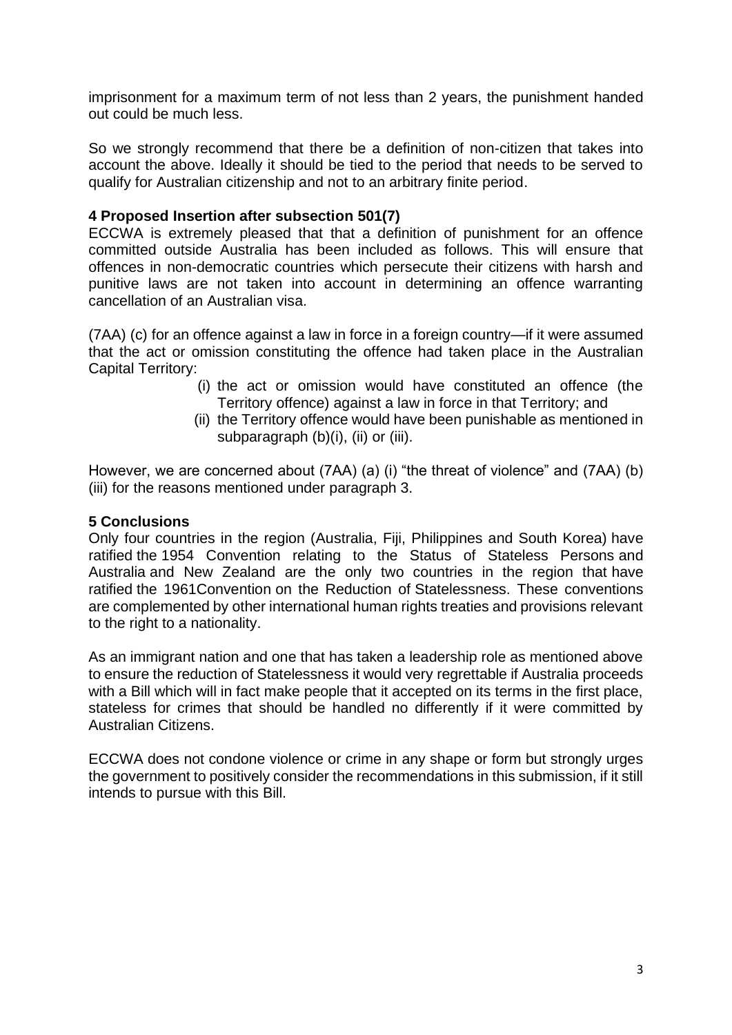imprisonment for a maximum term of not less than 2 years, the punishment handed out could be much less.

So we strongly recommend that there be a definition of non-citizen that takes into account the above. Ideally it should be tied to the period that needs to be served to qualify for Australian citizenship and not to an arbitrary finite period.

### 4 Proposed Insertion after subsection 501(7)

ECCWA is extremely pleased that that a definition of punishment for an offence committed outside Australia has been included as follows. This will ensure that offences in non-democratic countries which persecute their citizens with harsh and punitive laws are not taken into account in determining an offence warranting cancellation of an Australian visa.

(7AA) (c) for an offence against a law in force in a foreign country—if it were assumed that the act or omission constituting the offence had taken place in the Australian Capital Territory:

(i) the act or omission would have constituted an offence (the Territory offence) against a law in force in that Territory; and

(ii) the Territory offence would have been punishable as mentioned in subparagraph (b)(i), (ii) or (iii).

However, we are concerned about (7AA) (a) (i) "the threat of violence" and (7AA) (b) (iii) for the reasons mentioned under paragraph 3.

### 5 Conclusions

Only four countries in the region (Australia, Fiji, Philippines and South Korea) have ratified the 1954 Convention relating to the Status of Stateless Persons and Australia and New Zealand are the only two countries in the region that have ratified the 1961Convention on the Reduction of Statelessness. These conventions are complemented by other international human rights treaties and provisions relevant to the right to a nationality.

As an immigrant nation and one that has taken a leadership role as mentioned above to ensure the reduction of Statelessness it would very regrettable if Australia proceeds with a Bill which will in fact make people that it accepted on its terms in the first place, stateless for crimes that should be handled no differently if it were committed by Australian Citizens.

ECCWA does not condone violence or crime in any shape or form but strongly urges the government to positively consider the recommendations in this submission, if it still intends to pursue with this Bill.